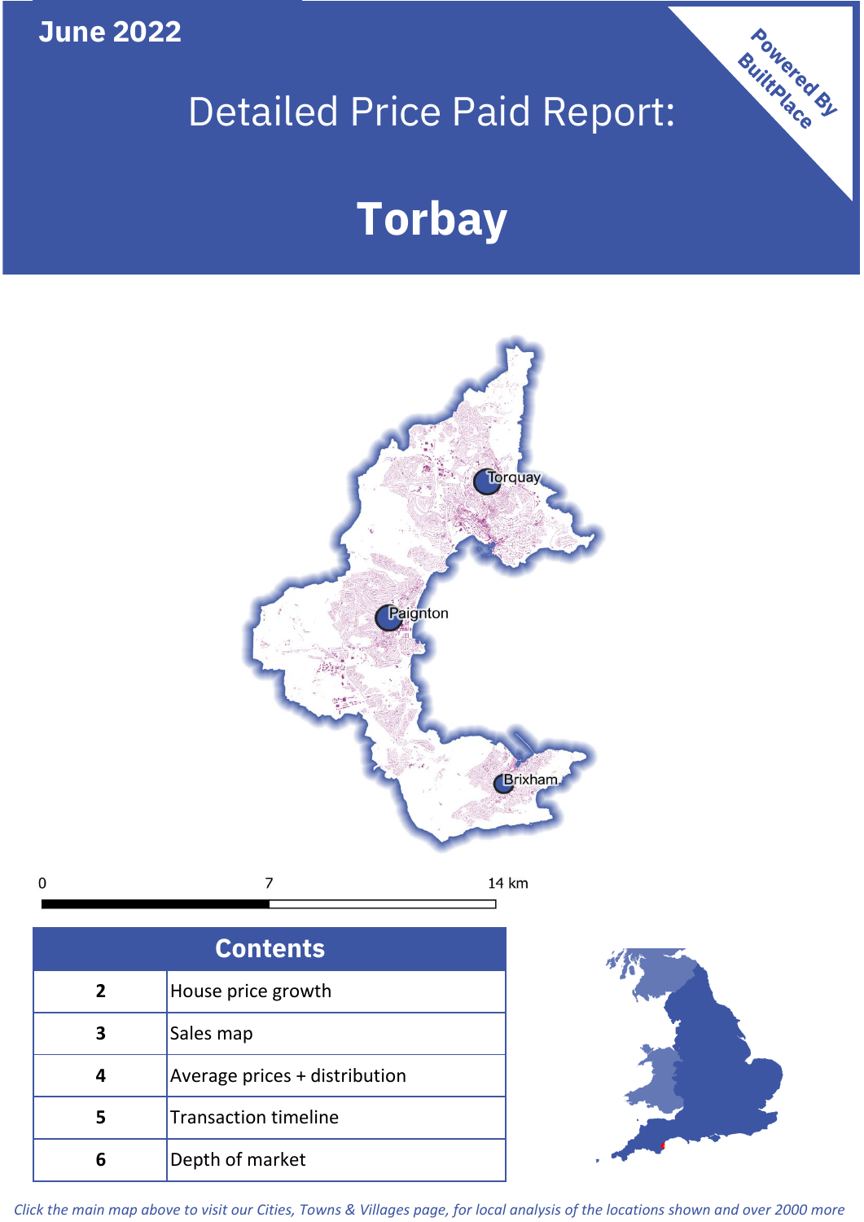**June 2022**

# Detailed Price Paid Report:

# Torbay

Powered By BuiltPlace

| Contents | |
|---|---|
| 2 | House price growth |
| 3 | Sales map |
| 4 | Average prices + distribution |
| 5 | Transaction timeline |
| 6 | Depth of market |

*Click the main map above to visit our Cities, Towns & Villages page, for local analysis of the locations shown and over 2000 more*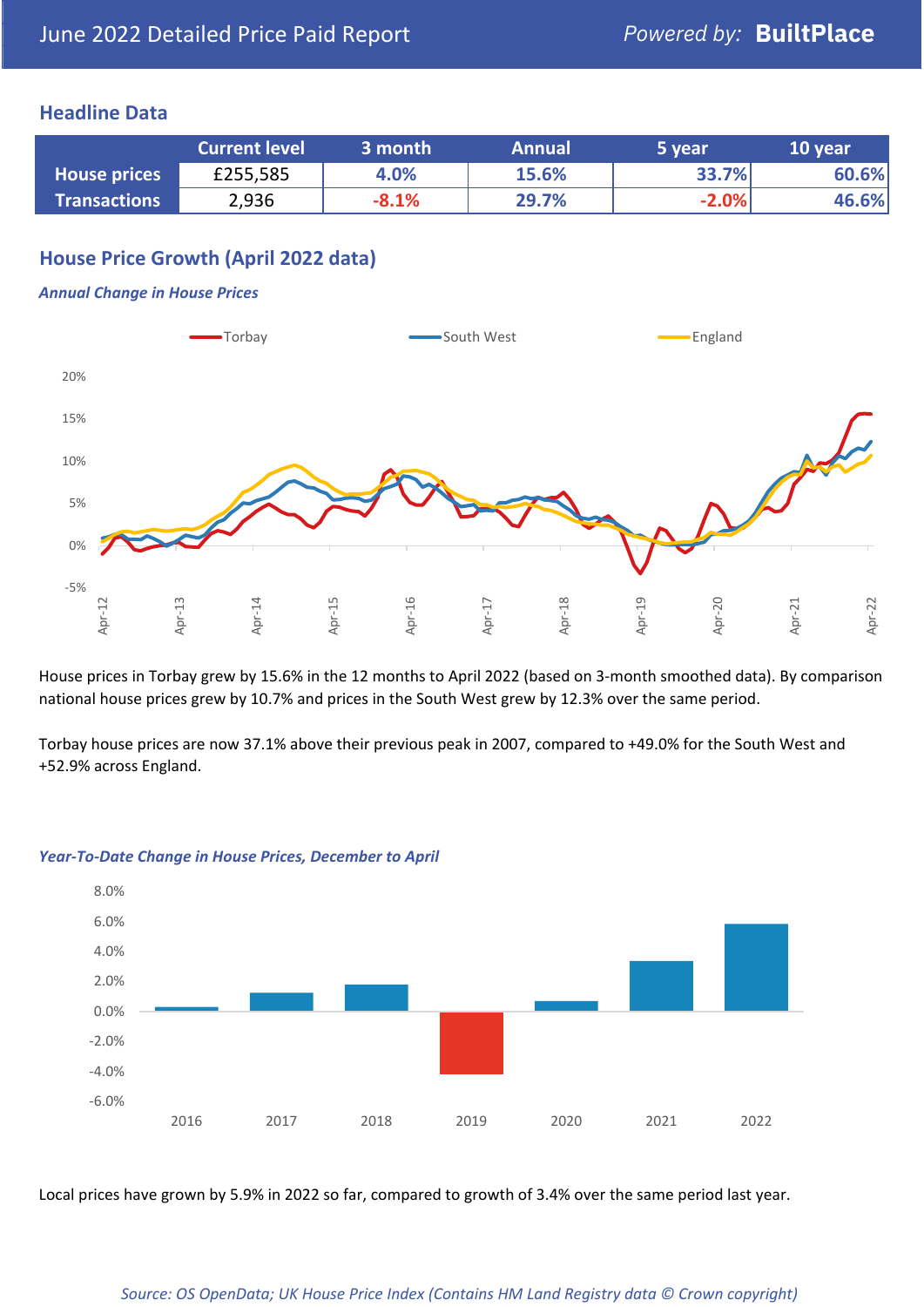# June 2022 Detailed Price Paid Report

Powered by: **BuiltPlace**

## Headline Data

| | Current level | 3 month | Annual | 5 year | 10 year |
|---|---|---|---|---|---|
| **House prices** | £255,585 | 4.0% | 15.6% | 33.7% | 60.6% |
| **Transactions** | 2,936 | -8.1% | 29.7% | -2.0% | 46.6% |

## House Price Growth (April 2022 data)

***Annual Change in House Prices***

House prices in Torbay grew by 15.6% in the 12 months to April 2022 (based on 3-month smoothed data). By comparison national house prices grew by 10.7% and prices in the South West grew by 12.3% over the same period.

Torbay house prices are now 37.1% above their previous peak in 2007, compared to +49.0% for the South West and +52.9% across England.

***Year-To-Date Change in House Prices, December to April***

Local prices have grown by 5.9% in 2022 so far, compared to growth of 3.4% over the same period last year.

*Source: OS OpenData; UK House Price Index (Contains HM Land Registry data © Crown copyright)*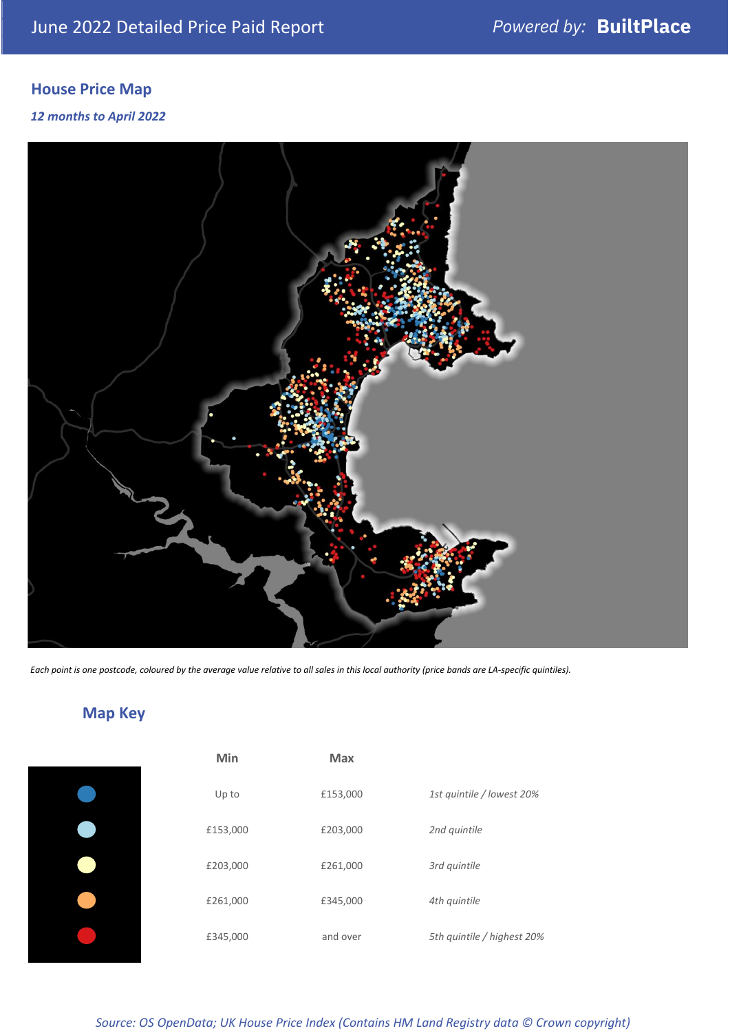## House Price Map

*12 months to April 2022*

*Each point is one postcode, coloured by the average value relative to all sales in this local authority (price bands are LA-specific quintiles).*

## Map Key

| | Min | Max | |
|---|---|---|---|
| | Up to | £153,000 | *1st quintile / lowest 20%* |
| | £153,000 | £203,000 | *2nd quintile* |
| | £203,000 | £261,000 | *3rd quintile* |
| | £261,000 | £345,000 | *4th quintile* |
| | £345,000 | and over | *5th quintile / highest 20%* |

*Source: OS OpenData; UK House Price Index (Contains HM Land Registry data © Crown copyright)*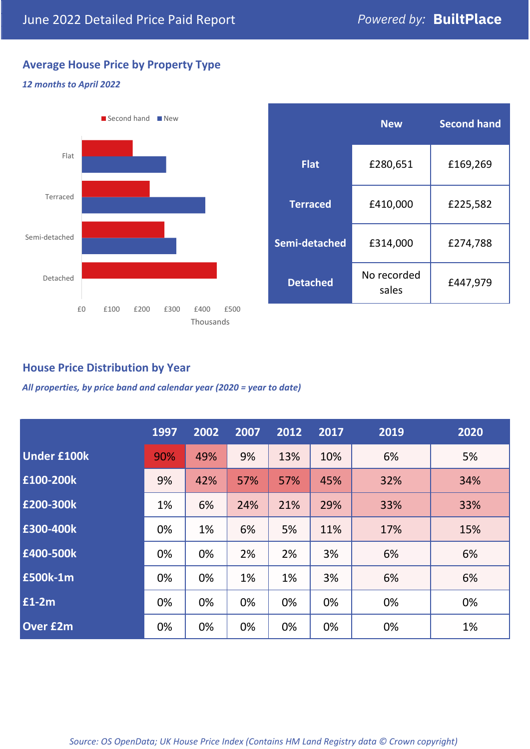June 2022 Detailed Price Paid Report

Powered by: **BuiltPlace**

## Average House Price by Property Type

*12 months to April 2022*

| | New | Second hand |
|---|---|---|
| **Flat** | £280,651 | £169,269 |
| **Terraced** | £410,000 | £225,582 |
| **Semi-detached** | £314,000 | £274,788 |
| **Detached** | No recorded sales | £447,979 |

## House Price Distribution by Year

*All properties, by price band and calendar year (2020 = year to date)*

| | 1997 | 2002 | 2007 | 2012 | 2017 | 2019 | 2020 |
|---|---|---|---|---|---|---|---|
| **Under £100k** | 90% | 49% | 9% | 13% | 10% | 6% | 5% |
| **£100-200k** | 9% | 42% | 57% | 57% | 45% | 32% | 34% |
| **£200-300k** | 1% | 6% | 24% | 21% | 29% | 33% | 33% |
| **£300-400k** | 0% | 1% | 6% | 5% | 11% | 17% | 15% |
| **£400-500k** | 0% | 0% | 2% | 2% | 3% | 6% | 6% |
| **£500k-1m** | 0% | 0% | 1% | 1% | 3% | 6% | 6% |
| **£1-2m** | 0% | 0% | 0% | 0% | 0% | 0% | 0% |
| **Over £2m** | 0% | 0% | 0% | 0% | 0% | 0% | 1% |

*Source: OS OpenData; UK House Price Index (Contains HM Land Registry data © Crown copyright)*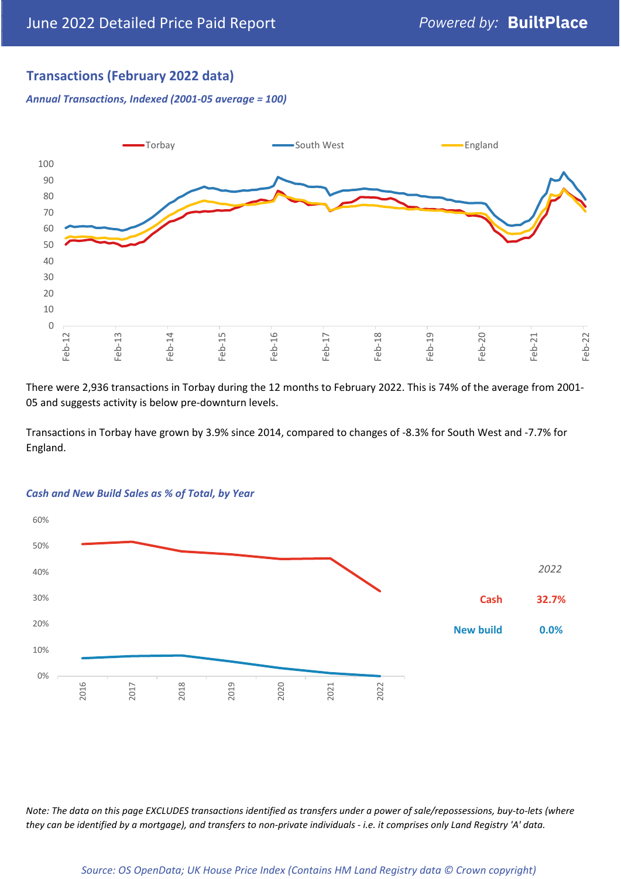## Transactions (February 2022 data)

*Annual Transactions, Indexed (2001-05 average = 100)*

There were 2,936 transactions in Torbay during the 12 months to February 2022. This is 74% of the average from 2001-05 and suggests activity is below pre-downturn levels.

Transactions in Torbay have grown by 3.9% since 2014, compared to changes of -8.3% for South West and -7.7% for England.

*Cash and New Build Sales as % of Total, by Year*

| 2022 | |
|---|---|
| Cash | 32.7% |
| New build | 0.0% |

*Note: The data on this page EXCLUDES transactions identified as transfers under a power of sale/repossessions, buy-to-lets (where they can be identified by a mortgage), and transfers to non-private individuals - i.e. it comprises only Land Registry 'A' data.*

*Source: OS OpenData; UK House Price Index (Contains HM Land Registry data © Crown copyright)*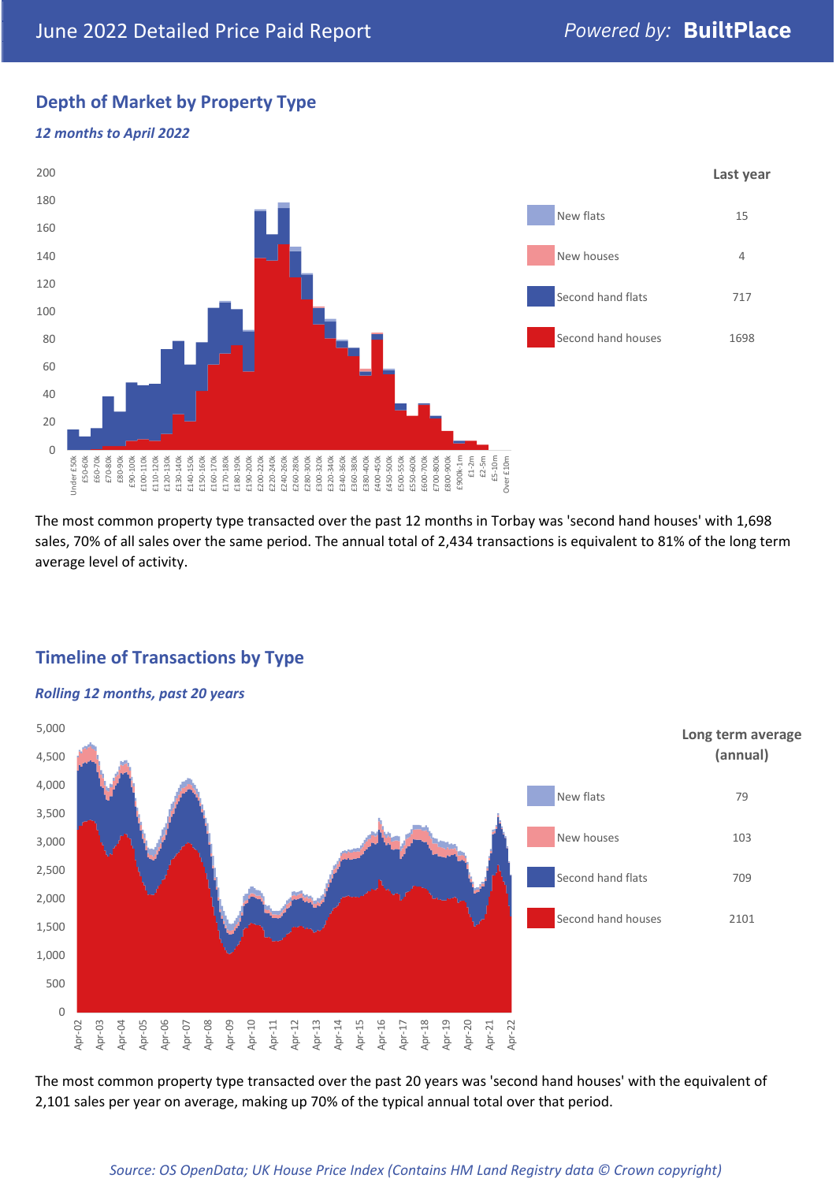June 2022 Detailed Price Paid Report

Powered by: **BuiltPlace**

## Depth of Market by Property Type

*12 months to April 2022*

200
180
160
140
120
100
80
60
40
20
0

Under £50k, £50-60k, £60-70k, £70-80k, £80-90k, £90-100k, £100-110k, £110-120k, £120-130k, £130-140k, £140-150k, £150-160k, £160-170k, £170-180k, £180-190k, £190-200k, £200-220k, £220-240k, £240-260k, £260-280k, £280-300k, £300-320k, £320-340k, £340-360k, £360-380k, £380-400k, £400-450k, £450-500k, £500-550k, £550-600k, £600-700k, £700-800k, £800-900k, £900k-1m, £1-2m, £2-5m, £5-10m, Over £10m

Last year

New flats 15

New houses 4

Second hand flats 717

Second hand houses 1698

The most common property type transacted over the past 12 months in Torbay was 'second hand houses' with 1,698 sales, 70% of all sales over the same period. The annual total of 2,434 transactions is equivalent to 81% of the long term average level of activity.

## Timeline of Transactions by Type

*Rolling 12 months, past 20 years*

5,000
4,500
4,000
3,500
3,000
2,500
2,000
1,500
1,000
500
0

Apr-02, Apr-03, Apr-04, Apr-05, Apr-06, Apr-07, Apr-08, Apr-09, Apr-10, Apr-11, Apr-12, Apr-13, Apr-14, Apr-15, Apr-16, Apr-17, Apr-18, Apr-19, Apr-20, Apr-21, Apr-22

Long term average (annual)

New flats 79

New houses 103

Second hand flats 709

Second hand houses 2101

The most common property type transacted over the past 20 years was 'second hand houses' with the equivalent of 2,101 sales per year on average, making up 70% of the typical annual total over that period.

*Source: OS OpenData; UK House Price Index (Contains HM Land Registry data © Crown copyright)*